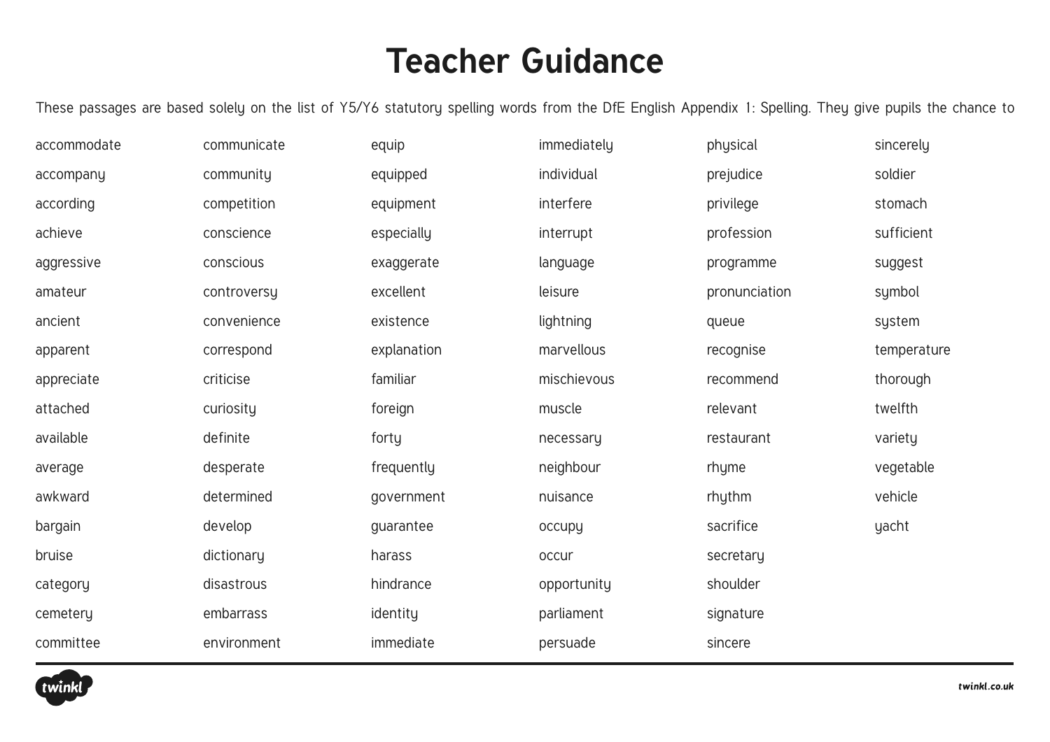# Teacher Guidance

These passages are based solely on the list of Y5/Y6 statutory spelling words from the DfE English Appendix 1: Spelling. They give pupils the chance to

| | | | | | |
|---|---|---|---|---|---|
| accommodate | communicate | equip | immediately | physical | sincerely |
| accompany | community | equipped | individual | prejudice | soldier |
| according | competition | equipment | interfere | privilege | stomach |
| achieve | conscience | especially | interrupt | profession | sufficient |
| aggressive | conscious | exaggerate | language | programme | suggest |
| amateur | controversy | excellent | leisure | pronunciation | symbol |
| ancient | convenience | existence | lightning | queue | system |
| apparent | correspond | explanation | marvellous | recognise | temperature |
| appreciate | criticise | familiar | mischievous | recommend | thorough |
| attached | curiosity | foreign | muscle | relevant | twelfth |
| available | definite | forty | necessary | restaurant | variety |
| average | desperate | frequently | neighbour | rhyme | vegetable |
| awkward | determined | government | nuisance | rhythm | vehicle |
| bargain | develop | guarantee | occupy | sacrifice | yacht |
| bruise | dictionary | harass | occur | secretary | |
| category | disastrous | hindrance | opportunity | shoulder | |
| cemetery | embarrass | identity | parliament | signature | |
| committee | environment | immediate | persuade | sincere | |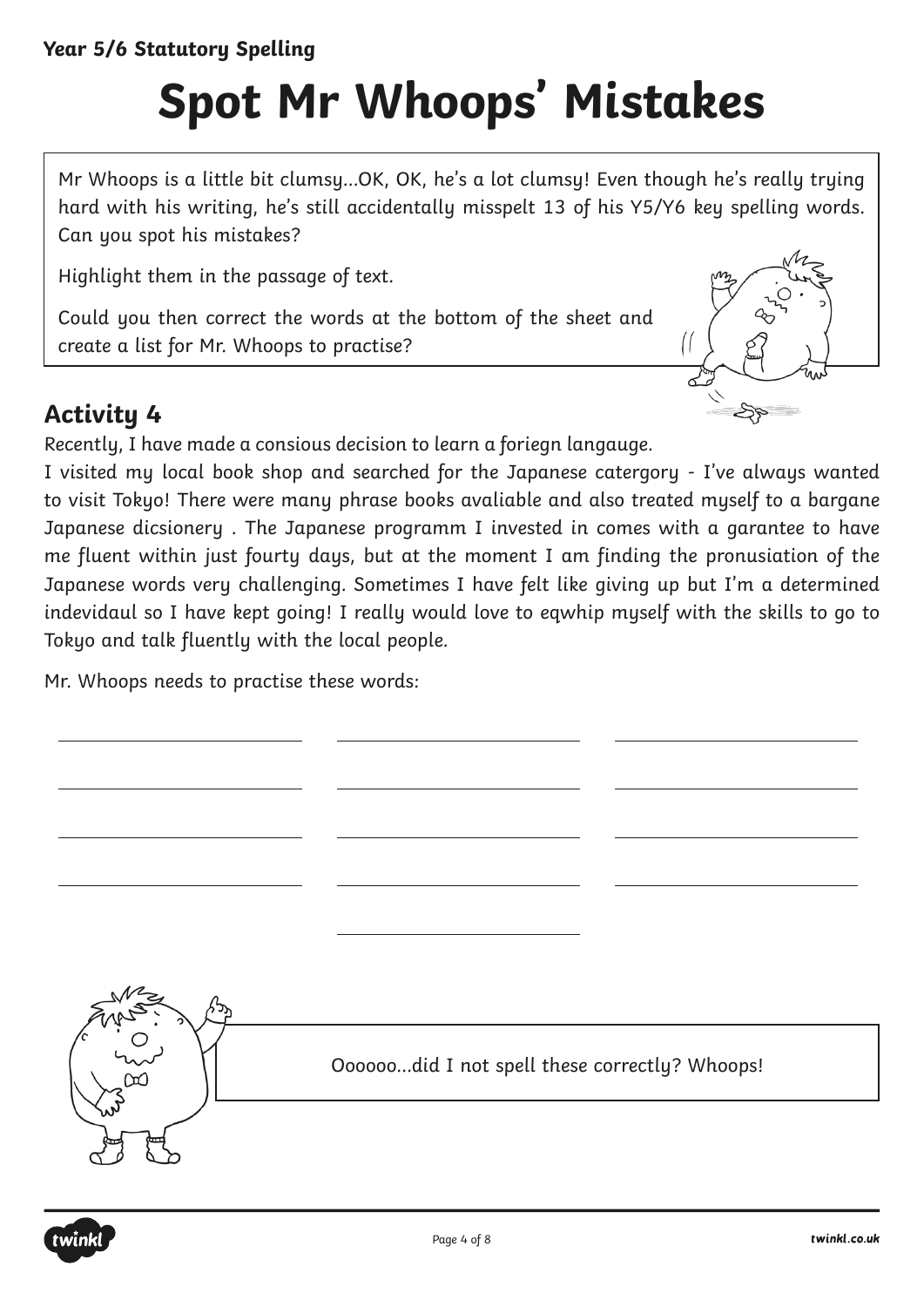Year 5/6 Statutory Spelling

# Spot Mr Whoops' Mistakes

Mr Whoops is a little bit clumsy...OK, OK, he's a lot clumsy! Even though he's really trying hard with his writing, he's still accidentally misspelt 13 of his Y5/Y6 key spelling words. Can you spot his mistakes?

Highlight them in the passage of text.

Could you then correct the words at the bottom of the sheet and create a list for Mr. Whoops to practise?

## Activity 4

Recently, I have made a consious decision to learn a foriegn langauge.
I visited my local book shop and searched for the Japanese catergory - I've always wanted to visit Tokyo! There were many phrase books avaliable and also treated myself to a bargane Japanese dicsionery . The Japanese programm I invested in comes with a garantee to have me fluent within just fourty days, but at the moment I am finding the pronusiation of the Japanese words very challenging. Sometimes I have felt like giving up but I'm a determined indevidaul so I have kept going! I really would love to eqwhip myself with the skills to go to Tokyo and talk fluently with the local people.

Mr. Whoops needs to practise these words:

______________ ______________ ______________

______________ ______________ ______________

______________ ______________ ______________

______________ ______________ ______________

______________

Oooooo...did I not spell these correctly? Whoops!